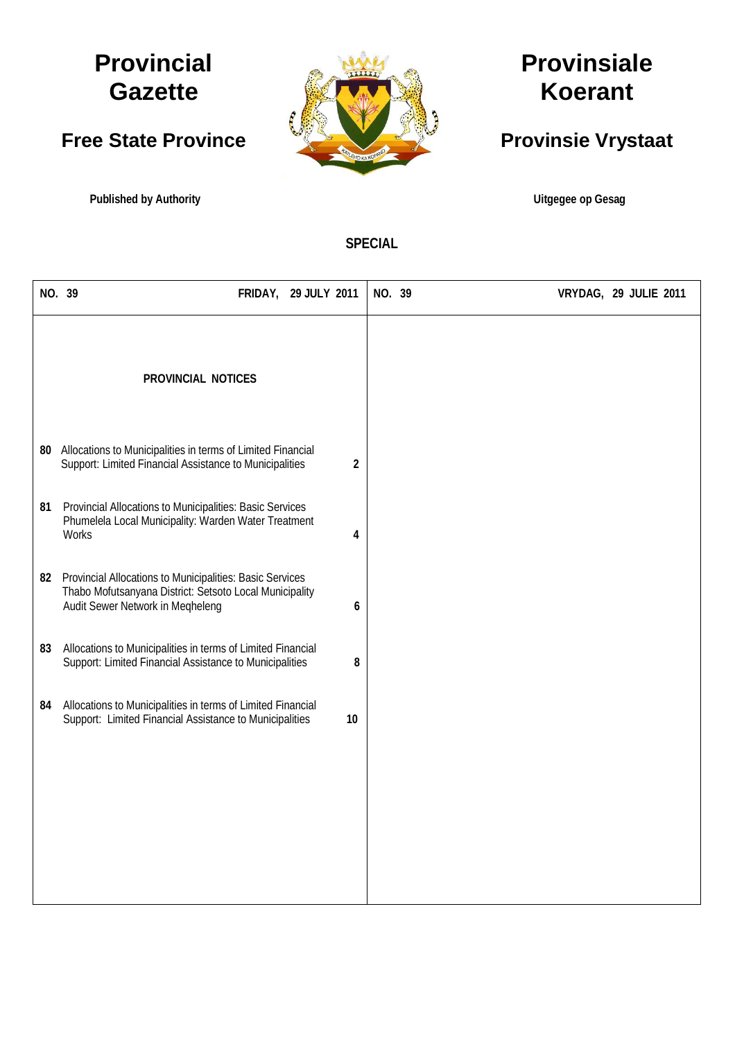# Provincial Gazette

## Free State Province

**Published by Authority**

# Provinsiale Koerant

## Provinsie Vrystaat

**Uitgegee op Gesag**

**SPECIAL**

| NO. 39 | FRIDAY, 29 JULY 2011 | NO. 39 | VRYDAG, 29 JULIE 2011 |
|---|---|---|---|

### PROVINCIAL NOTICES

| No. | Notice | Page |
|---|---|---|
| 80 | Allocations to Municipalities in terms of Limited Financial Support: Limited Financial Assistance to Municipalities | 2 |
| 81 | Provincial Allocations to Municipalities: Basic Services Phumelela Local Municipality: Warden Water Treatment Works | 4 |
| 82 | Provincial Allocations to Municipalities: Basic Services Thabo Mofutsanyana District: Setsoto Local Municipality Audit Sewer Network in Meqheleng | 6 |
| 83 | Allocations to Municipalities in terms of Limited Financial Support: Limited Financial Assistance to Municipalities | 8 |
| 84 | Allocations to Municipalities in terms of Limited Financial Support: Limited Financial Assistance to Municipalities | 10 |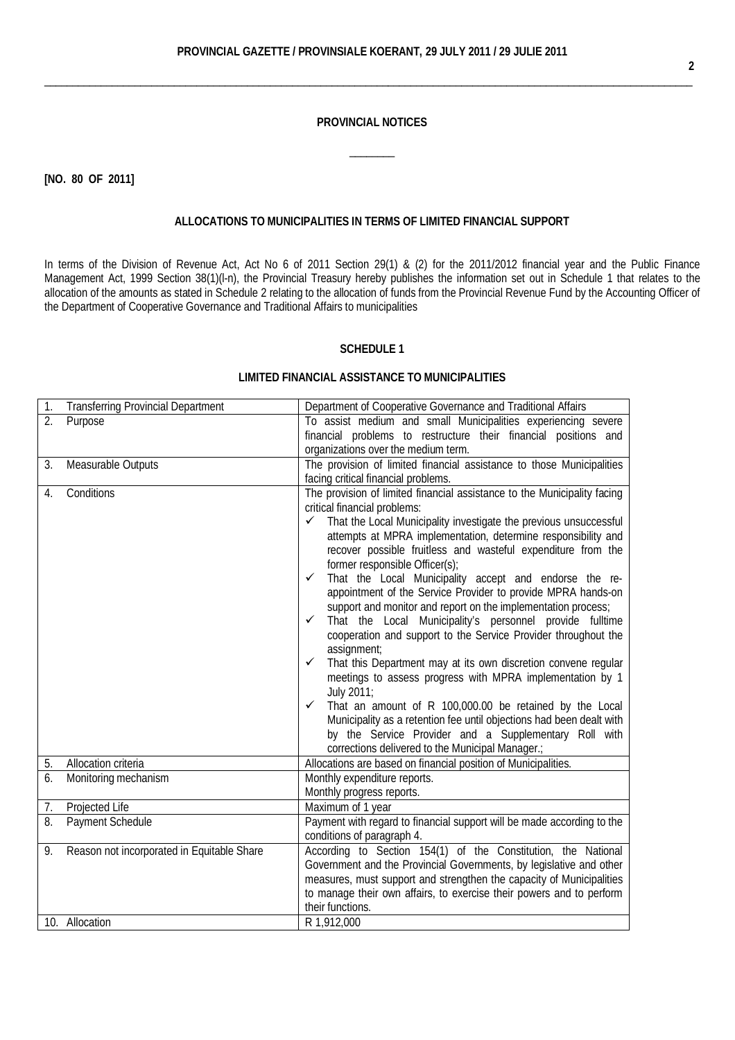## PROVINCIAL NOTICES

**[NO. 80 OF 2011]**

### ALLOCATIONS TO MUNICIPALITIES IN TERMS OF LIMITED FINANCIAL SUPPORT

In terms of the Division of Revenue Act, Act No 6 of 2011 Section 29(1) & (2) for the 2011/2012 financial year and the Public Finance Management Act, 1999 Section 38(1)(l-n), the Provincial Treasury hereby publishes the information set out in Schedule 1 that relates to the allocation of the amounts as stated in Schedule 2 relating to the allocation of funds from the Provincial Revenue Fund by the Accounting Officer of the Department of Cooperative Governance and Traditional Affairs to municipalities

### SCHEDULE 1

### LIMITED FINANCIAL ASSISTANCE TO MUNICIPALITIES

| | |
|---|---|
| 1. Transferring Provincial Department | Department of Cooperative Governance and Traditional Affairs |
| 2. Purpose | To assist medium and small Municipalities experiencing severe financial problems to restructure their financial positions and organizations over the medium term. |
| 3. Measurable Outputs | The provision of limited financial assistance to those Municipalities facing critical financial problems. |
| 4. Conditions | The provision of limited financial assistance to the Municipality facing critical financial problems:<br>✓ That the Local Municipality investigate the previous unsuccessful attempts at MPRA implementation, determine responsibility and recover possible fruitless and wasteful expenditure from the former responsible Officer(s);<br>✓ That the Local Municipality accept and endorse the re-appointment of the Service Provider to provide MPRA hands-on support and monitor and report on the implementation process;<br>✓ That the Local Municipality's personnel provide fulltime cooperation and support to the Service Provider throughout the assignment;<br>✓ That this Department may at its own discretion convene regular meetings to assess progress with MPRA implementation by 1 July 2011;<br>✓ That an amount of R 100,000.00 be retained by the Local Municipality as a retention fee until objections had been dealt with by the Service Provider and a Supplementary Roll with corrections delivered to the Municipal Manager.; |
| 5. Allocation criteria | Allocations are based on financial position of Municipalities. |
| 6. Monitoring mechanism | Monthly expenditure reports.<br>Monthly progress reports. |
| 7. Projected Life | Maximum of 1 year |
| 8. Payment Schedule | Payment with regard to financial support will be made according to the conditions of paragraph 4. |
| 9. Reason not incorporated in Equitable Share | According to Section 154(1) of the Constitution, the National Government and the Provincial Governments, by legislative and other measures, must support and strengthen the capacity of Municipalities to manage their own affairs, to exercise their powers and to perform their functions. |
| 10. Allocation | R 1,912,000 |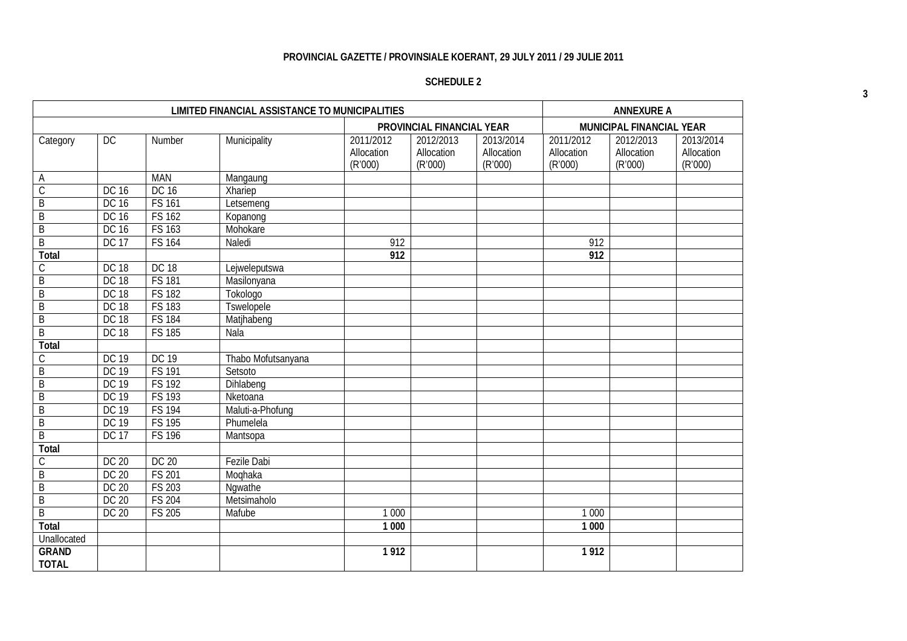**PROVINCIAL GAZETTE / PROVINSIALE KOERANT, 29 JULY 2011 / 29 JULIE 2011**

**SCHEDULE 2**

| LIMITED FINANCIAL ASSISTANCE TO MUNICIPALITIES | | | | | | | ANNEXURE A | | |
|---|---|---|---|---|---|---|---|---|---|
| | | | | PROVINCIAL FINANCIAL YEAR | | | MUNICIPAL FINANCIAL YEAR | | |
| Category | DC | Number | Municipality | 2011/2012 Allocation (R'000) | 2012/2013 Allocation (R'000) | 2013/2014 Allocation (R'000) | 2011/2012 Allocation (R'000) | 2012/2013 Allocation (R'000) | 2013/2014 Allocation (R'000) |
| A | | MAN | Mangaung | | | | | | |
| C | DC 16 | DC 16 | Xhariep | | | | | | |
| B | DC 16 | FS 161 | Letsemeng | | | | | | |
| B | DC 16 | FS 162 | Kopanong | | | | | | |
| B | DC 16 | FS 163 | Mohokare | | | | | | |
| B | DC 17 | FS 164 | Naledi | 912 | | | 912 | | |
| **Total** | | | | **912** | | | **912** | | |
| C | DC 18 | DC 18 | Lejweleputswa | | | | | | |
| B | DC 18 | FS 181 | Masilonyana | | | | | | |
| B | DC 18 | FS 182 | Tokologo | | | | | | |
| B | DC 18 | FS 183 | Tswelopele | | | | | | |
| B | DC 18 | FS 184 | Matjhabeng | | | | | | |
| B | DC 18 | FS 185 | Nala | | | | | | |
| **Total** | | | | | | | | | |
| C | DC 19 | DC 19 | Thabo Mofutsanyana | | | | | | |
| B | DC 19 | FS 191 | Setsoto | | | | | | |
| B | DC 19 | FS 192 | Dihlabeng | | | | | | |
| B | DC 19 | FS 193 | Nketoana | | | | | | |
| B | DC 19 | FS 194 | Maluti-a-Phofung | | | | | | |
| B | DC 19 | FS 195 | Phumelela | | | | | | |
| B | DC 17 | FS 196 | Mantsopa | | | | | | |
| **Total** | | | | | | | | | |
| C | DC 20 | DC 20 | Fezile Dabi | | | | | | |
| B | DC 20 | FS 201 | Moqhaka | | | | | | |
| B | DC 20 | FS 203 | Ngwathe | | | | | | |
| B | DC 20 | FS 204 | Metsimaholo | | | | | | |
| B | DC 20 | FS 205 | Mafube | 1 000 | | | 1 000 | | |
| **Total** | | | | **1 000** | | | **1 000** | | |
| Unallocated | | | | | | | | | |
| **GRAND TOTAL** | | | | **1 912** | | | **1 912** | | |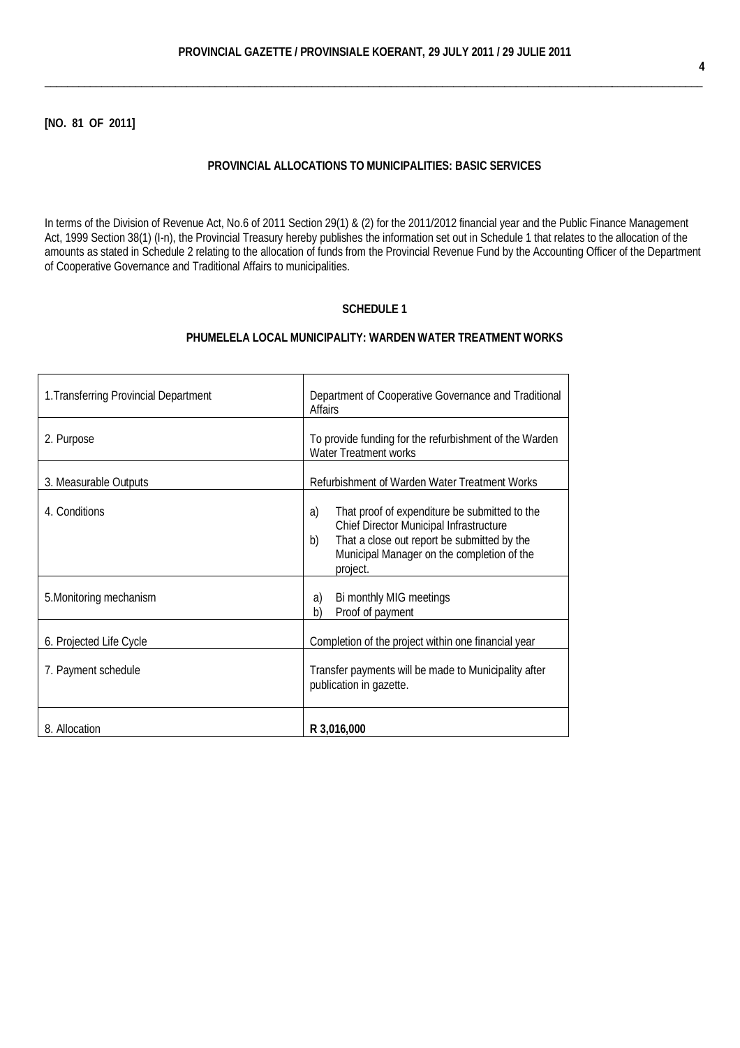**[NO. 81 OF 2011]**

## PROVINCIAL ALLOCATIONS TO MUNICIPALITIES: BASIC SERVICES

In terms of the Division of Revenue Act, No.6 of 2011 Section 29(1) & (2) for the 2011/2012 financial year and the Public Finance Management Act, 1999 Section 38(1) (I-n), the Provincial Treasury hereby publishes the information set out in Schedule 1 that relates to the allocation of the amounts as stated in Schedule 2 relating to the allocation of funds from the Provincial Revenue Fund by the Accounting Officer of the Department of Cooperative Governance and Traditional Affairs to municipalities.

### SCHEDULE 1

### PHUMELELA LOCAL MUNICIPALITY: WARDEN WATER TREATMENT WORKS

| | |
|---|---|
| 1. Transferring Provincial Department | Department of Cooperative Governance and Traditional Affairs |
| 2. Purpose | To provide funding for the refurbishment of the Warden Water Treatment works |
| 3. Measurable Outputs | Refurbishment of Warden Water Treatment Works |
| 4. Conditions | a) That proof of expenditure be submitted to the Chief Director Municipal Infrastructure<br>b) That a close out report be submitted by the Municipal Manager on the completion of the project. |
| 5. Monitoring mechanism | a) Bi monthly MIG meetings<br>b) Proof of payment |
| 6. Projected Life Cycle | Completion of the project within one financial year |
| 7. Payment schedule | Transfer payments will be made to Municipality after publication in gazette. |
| 8. Allocation | **R 3,016,000** |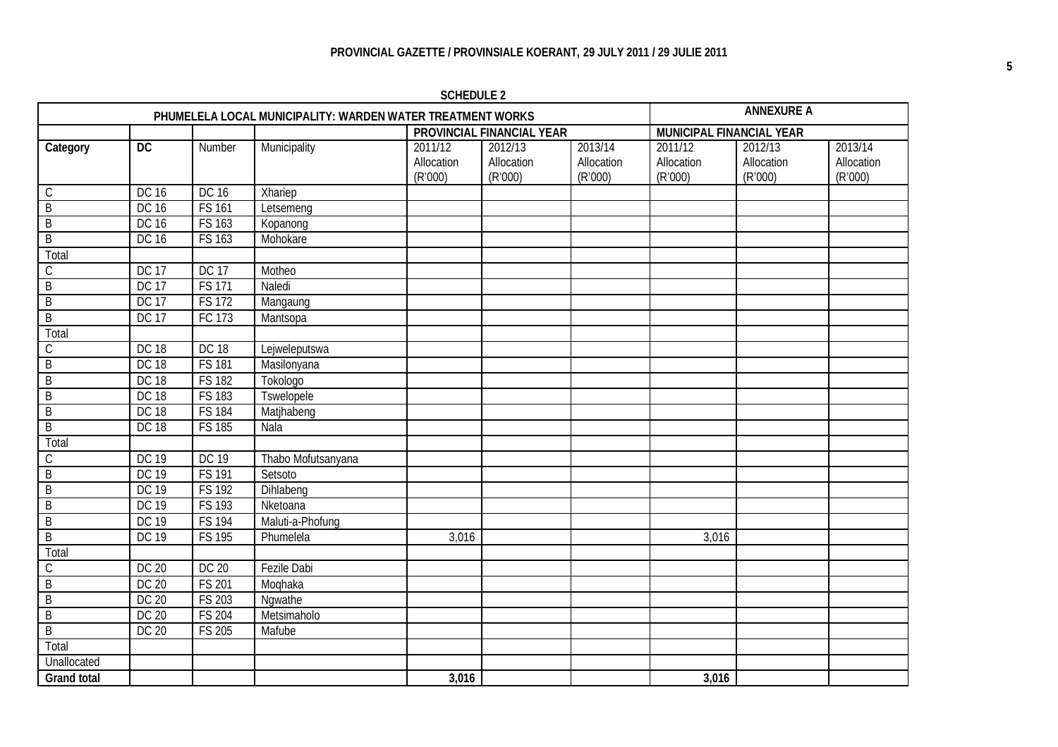**SCHEDULE 2**

| PHUMELELA LOCAL MUNICIPALITY: WARDEN WATER TREATMENT WORKS | | | | | | | ANNEXURE A | | |
|---|---|---|---|---|---|---|---|---|---|
| | | | | PROVINCIAL FINANCIAL YEAR | | | MUNICIPAL FINANCIAL YEAR | | |
| **Category** | **DC** | Number | Municipality | 2011/12 Allocation (R'000) | 2012/13 Allocation (R'000) | 2013/14 Allocation (R'000) | 2011/12 Allocation (R'000) | 2012/13 Allocation (R'000) | 2013/14 Allocation (R'000) |
| C | DC 16 | DC 16 | Xhariep | | | | | | |
| B | DC 16 | FS 161 | Letsemeng | | | | | | |
| B | DC 16 | FS 163 | Kopanong | | | | | | |
| B | DC 16 | FS 163 | Mohokare | | | | | | |
| Total | | | | | | | | | |
| C | DC 17 | DC 17 | Motheo | | | | | | |
| B | DC 17 | FS 171 | Naledi | | | | | | |
| B | DC 17 | FS 172 | Mangaung | | | | | | |
| B | DC 17 | FC 173 | Mantsopa | | | | | | |
| Total | | | | | | | | | |
| C | DC 18 | DC 18 | Lejweleputswa | | | | | | |
| B | DC 18 | FS 181 | Masilonyana | | | | | | |
| B | DC 18 | FS 182 | Tokologo | | | | | | |
| B | DC 18 | FS 183 | Tswelopele | | | | | | |
| B | DC 18 | FS 184 | Matjhabeng | | | | | | |
| B | DC 18 | FS 185 | Nala | | | | | | |
| Total | | | | | | | | | |
| C | DC 19 | DC 19 | Thabo Mofutsanyana | | | | | | |
| B | DC 19 | FS 191 | Setsoto | | | | | | |
| B | DC 19 | FS 192 | Dihlabeng | | | | | | |
| B | DC 19 | FS 193 | Nketoana | | | | | | |
| B | DC 19 | FS 194 | Maluti-a-Phofung | | | | | | |
| B | DC 19 | FS 195 | Phumelela | 3,016 | | | 3,016 | | |
| Total | | | | | | | | | |
| C | DC 20 | DC 20 | Fezile Dabi | | | | | | |
| B | DC 20 | FS 201 | Moqhaka | | | | | | |
| B | DC 20 | FS 203 | Ngwathe | | | | | | |
| B | DC 20 | FS 204 | Metsimaholo | | | | | | |
| B | DC 20 | FS 205 | Mafube | | | | | | |
| Total | | | | | | | | | |
| Unallocated | | | | | | | | | |
| **Grand total** | | | | **3,016** | | | **3,016** | | |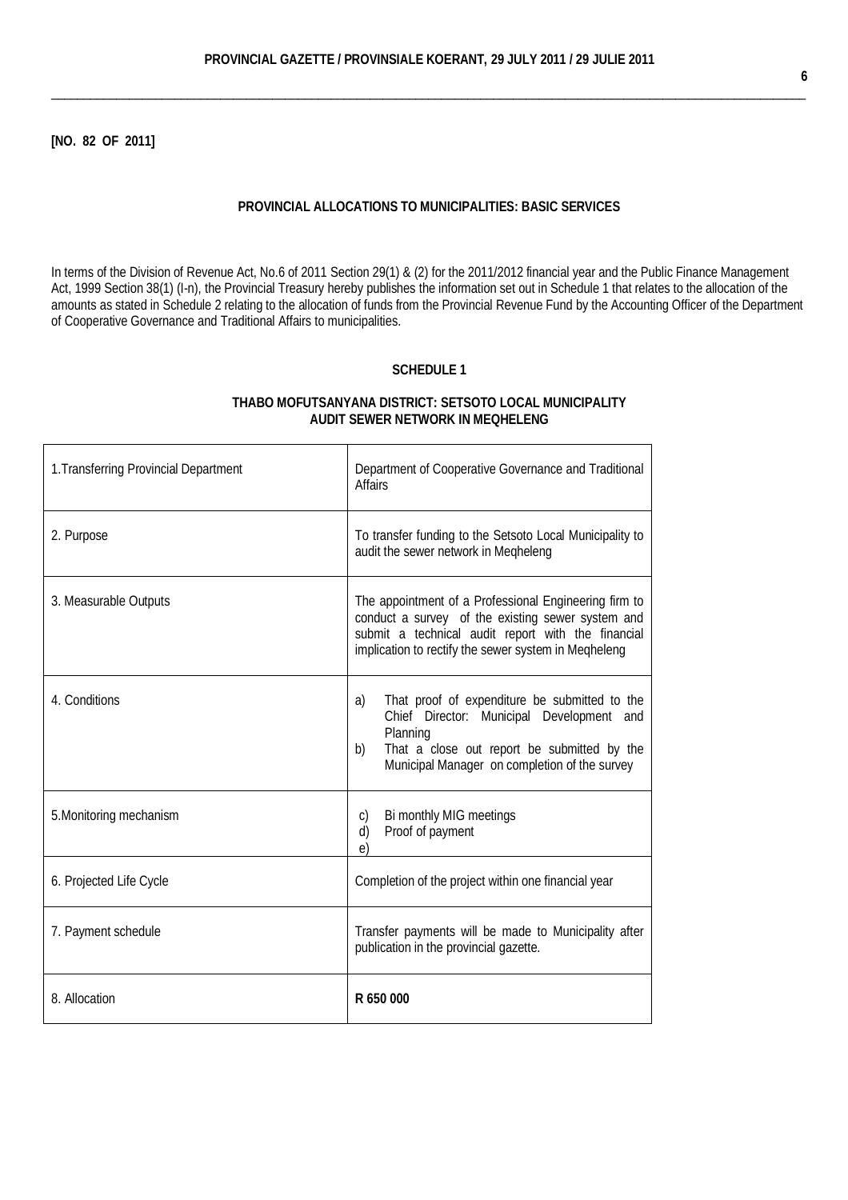**[NO. 82 OF 2011]**

## PROVINCIAL ALLOCATIONS TO MUNICIPALITIES: BASIC SERVICES

In terms of the Division of Revenue Act, No.6 of 2011 Section 29(1) & (2) for the 2011/2012 financial year and the Public Finance Management Act, 1999 Section 38(1) (l-n), the Provincial Treasury hereby publishes the information set out in Schedule 1 that relates to the allocation of the amounts as stated in Schedule 2 relating to the allocation of funds from the Provincial Revenue Fund by the Accounting Officer of the Department of Cooperative Governance and Traditional Affairs to municipalities.

### SCHEDULE 1

### THABO MOFUTSANYANA DISTRICT: SETSOTO LOCAL MUNICIPALITY AUDIT SEWER NETWORK IN MEQHELENG

| | |
|---|---|
| 1. Transferring Provincial Department | Department of Cooperative Governance and Traditional Affairs |
| 2. Purpose | To transfer funding to the Setsoto Local Municipality to audit the sewer network in Meqheleng |
| 3. Measurable Outputs | The appointment of a Professional Engineering firm to conduct a survey of the existing sewer system and submit a technical audit report with the financial implication to rectify the sewer system in Meqheleng |
| 4. Conditions | a) That proof of expenditure be submitted to the Chief Director: Municipal Development and Planning<br>b) That a close out report be submitted by the Municipal Manager on completion of the survey |
| 5. Monitoring mechanism | c) Bi monthly MIG meetings<br>d) Proof of payment<br>e) |
| 6. Projected Life Cycle | Completion of the project within one financial year |
| 7. Payment schedule | Transfer payments will be made to Municipality after publication in the provincial gazette. |
| 8. Allocation | **R 650 000** |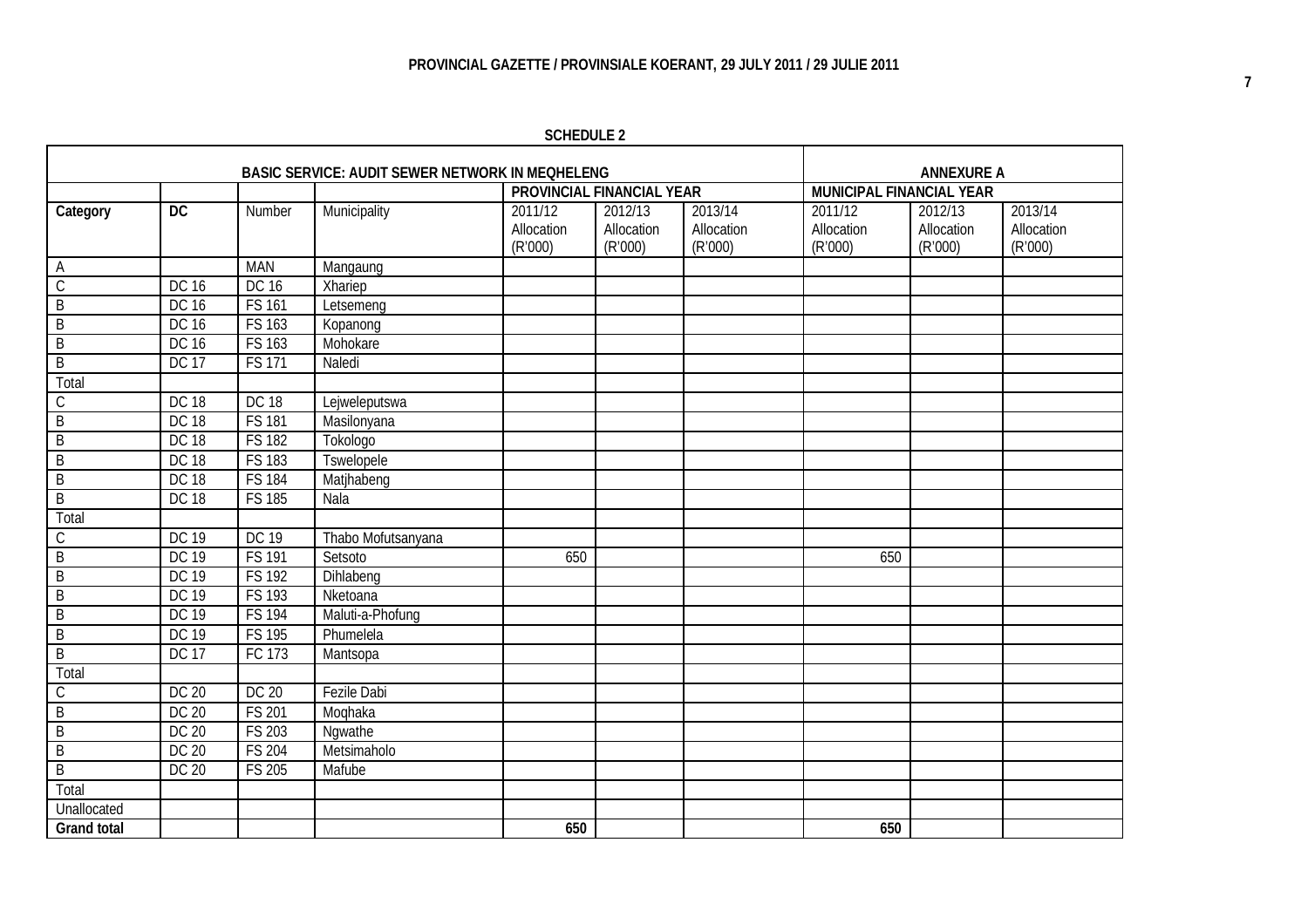**SCHEDULE 2**

| BASIC SERVICE: AUDIT SEWER NETWORK IN MEQHELENG | | | | | | | ANNEXURE A | | |
|---|---|---|---|---|---|---|---|---|---|
| | | | | PROVINCIAL FINANCIAL YEAR | | | MUNICIPAL FINANCIAL YEAR | | |
| **Category** | **DC** | Number | Municipality | 2011/12 Allocation (R'000) | 2012/13 Allocation (R'000) | 2013/14 Allocation (R'000) | 2011/12 Allocation (R'000) | 2012/13 Allocation (R'000) | 2013/14 Allocation (R'000) |
| A | | MAN | Mangaung | | | | | | |
| C | DC 16 | DC 16 | Xhariep | | | | | | |
| B | DC 16 | FS 161 | Letsemeng | | | | | | |
| B | DC 16 | FS 163 | Kopanong | | | | | | |
| B | DC 16 | FS 163 | Mohokare | | | | | | |
| B | DC 17 | FS 171 | Naledi | | | | | | |
| Total | | | | | | | | | |
| C | DC 18 | DC 18 | Lejweleputswa | | | | | | |
| B | DC 18 | FS 181 | Masilonyana | | | | | | |
| B | DC 18 | FS 182 | Tokologo | | | | | | |
| B | DC 18 | FS 183 | Tswelopele | | | | | | |
| B | DC 18 | FS 184 | Matjhabeng | | | | | | |
| B | DC 18 | FS 185 | Nala | | | | | | |
| Total | | | | | | | | | |
| C | DC 19 | DC 19 | Thabo Mofutsanyana | | | | | | |
| B | DC 19 | FS 191 | Setsoto | 650 | | | 650 | | |
| B | DC 19 | FS 192 | Dihlabeng | | | | | | |
| B | DC 19 | FS 193 | Nketoana | | | | | | |
| B | DC 19 | FS 194 | Maluti-a-Phofung | | | | | | |
| B | DC 19 | FS 195 | Phumelela | | | | | | |
| B | DC 17 | FC 173 | Mantsopa | | | | | | |
| Total | | | | | | | | | |
| C | DC 20 | DC 20 | Fezile Dabi | | | | | | |
| B | DC 20 | FS 201 | Moqhaka | | | | | | |
| B | DC 20 | FS 203 | Ngwathe | | | | | | |
| B | DC 20 | FS 204 | Metsimaholo | | | | | | |
| B | DC 20 | FS 205 | Mafube | | | | | | |
| Total | | | | | | | | | |
| Unallocated | | | | | | | | | |
| **Grand total** | | | | **650** | | | **650** | | |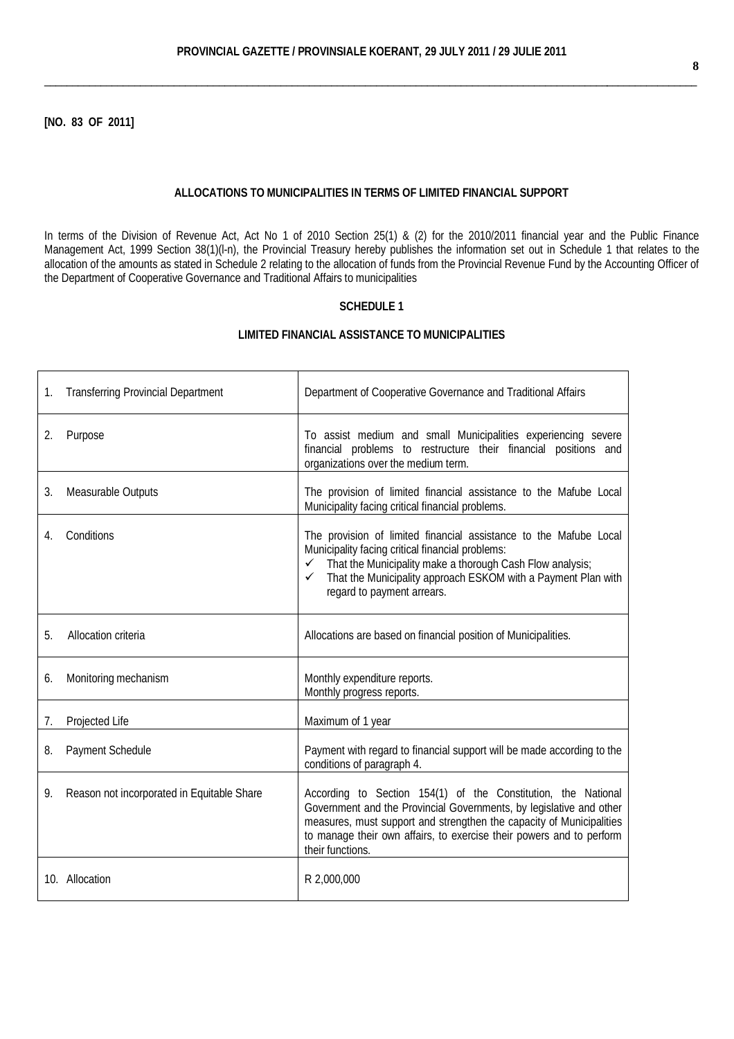**[NO. 83 OF 2011]**

## ALLOCATIONS TO MUNICIPALITIES IN TERMS OF LIMITED FINANCIAL SUPPORT

In terms of the Division of Revenue Act, Act No 1 of 2010 Section 25(1) & (2) for the 2010/2011 financial year and the Public Finance Management Act, 1999 Section 38(1)(l-n), the Provincial Treasury hereby publishes the information set out in Schedule 1 that relates to the allocation of the amounts as stated in Schedule 2 relating to the allocation of funds from the Provincial Revenue Fund by the Accounting Officer of the Department of Cooperative Governance and Traditional Affairs to municipalities

### SCHEDULE 1

### LIMITED FINANCIAL ASSISTANCE TO MUNICIPALITIES

| | |
|---|---|
| 1. Transferring Provincial Department | Department of Cooperative Governance and Traditional Affairs |
| 2. Purpose | To assist medium and small Municipalities experiencing severe financial problems to restructure their financial positions and organizations over the medium term. |
| 3. Measurable Outputs | The provision of limited financial assistance to the Mafube Local Municipality facing critical financial problems. |
| 4. Conditions | The provision of limited financial assistance to the Mafube Local Municipality facing critical financial problems:<br>✓ That the Municipality make a thorough Cash Flow analysis;<br>✓ That the Municipality approach ESKOM with a Payment Plan with regard to payment arrears. |
| 5. Allocation criteria | Allocations are based on financial position of Municipalities. |
| 6. Monitoring mechanism | Monthly expenditure reports.<br>Monthly progress reports. |
| 7. Projected Life | Maximum of 1 year |
| 8. Payment Schedule | Payment with regard to financial support will be made according to the conditions of paragraph 4. |
| 9. Reason not incorporated in Equitable Share | According to Section 154(1) of the Constitution, the National Government and the Provincial Governments, by legislative and other measures, must support and strengthen the capacity of Municipalities to manage their own affairs, to exercise their powers and to perform their functions. |
| 10. Allocation | R 2,000,000 |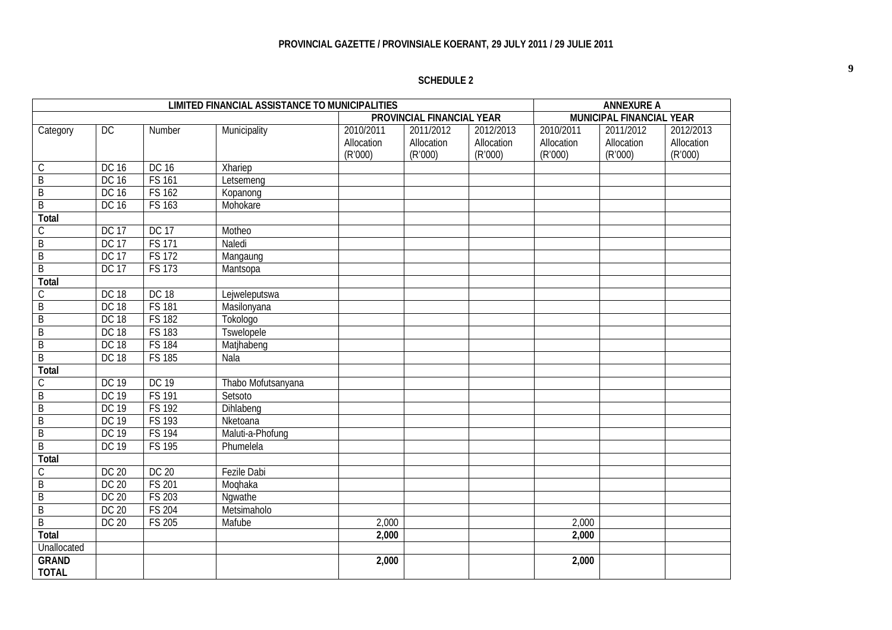## SCHEDULE 2

| LIMITED FINANCIAL ASSISTANCE TO MUNICIPALITIES | | | | | | | ANNEXURE A | | |
|---|---|---|---|---|---|---|---|---|---|
| | | | | PROVINCIAL FINANCIAL YEAR | | | MUNICIPAL FINANCIAL YEAR | | |
| Category | DC | Number | Municipality | 2010/2011 Allocation (R'000) | 2011/2012 Allocation (R'000) | 2012/2013 Allocation (R'000) | 2010/2011 Allocation (R'000) | 2011/2012 Allocation (R'000) | 2012/2013 Allocation (R'000) |
| C | DC 16 | DC 16 | Xhariep | | | | | | |
| B | DC 16 | FS 161 | Letsemeng | | | | | | |
| B | DC 16 | FS 162 | Kopanong | | | | | | |
| B | DC 16 | FS 163 | Mohokare | | | | | | |
| **Total** | | | | | | | | | |
| C | DC 17 | DC 17 | Motheo | | | | | | |
| B | DC 17 | FS 171 | Naledi | | | | | | |
| B | DC 17 | FS 172 | Mangaung | | | | | | |
| B | DC 17 | FS 173 | Mantsopa | | | | | | |
| **Total** | | | | | | | | | |
| C | DC 18 | DC 18 | Lejweleputswa | | | | | | |
| B | DC 18 | FS 181 | Masilonyana | | | | | | |
| B | DC 18 | FS 182 | Tokologo | | | | | | |
| B | DC 18 | FS 183 | Tswelopele | | | | | | |
| B | DC 18 | FS 184 | Matjhabeng | | | | | | |
| B | DC 18 | FS 185 | Nala | | | | | | |
| **Total** | | | | | | | | | |
| C | DC 19 | DC 19 | Thabo Mofutsanyana | | | | | | |
| B | DC 19 | FS 191 | Setsoto | | | | | | |
| B | DC 19 | FS 192 | Dihlabeng | | | | | | |
| B | DC 19 | FS 193 | Nketoana | | | | | | |
| B | DC 19 | FS 194 | Maluti-a-Phofung | | | | | | |
| B | DC 19 | FS 195 | Phumelela | | | | | | |
| **Total** | | | | | | | | | |
| C | DC 20 | DC 20 | Fezile Dabi | | | | | | |
| B | DC 20 | FS 201 | Moqhaka | | | | | | |
| B | DC 20 | FS 203 | Ngwathe | | | | | | |
| B | DC 20 | FS 204 | Metsimaholo | | | | | | |
| B | DC 20 | FS 205 | Mafube | 2,000 | | | 2,000 | | |
| **Total** | | | | **2,000** | | | **2,000** | | |
| Unallocated | | | | | | | | | |
| **GRAND TOTAL** | | | | **2,000** | | | **2,000** | | |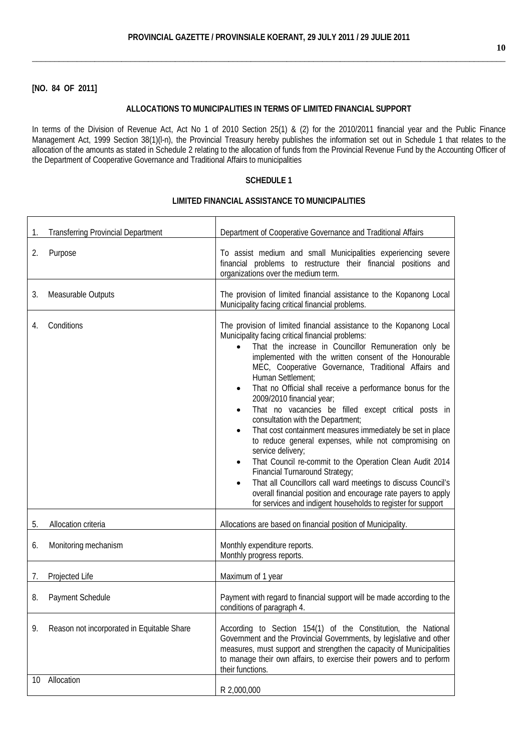**[NO. 84 OF 2011]**

**ALLOCATIONS TO MUNICIPALITIES IN TERMS OF LIMITED FINANCIAL SUPPORT**

In terms of the Division of Revenue Act, Act No 1 of 2010 Section 25(1) & (2) for the 2010/2011 financial year and the Public Finance Management Act, 1999 Section 38(1)(l-n), the Provincial Treasury hereby publishes the information set out in Schedule 1 that relates to the allocation of the amounts as stated in Schedule 2 relating to the allocation of funds from the Provincial Revenue Fund by the Accounting Officer of the Department of Cooperative Governance and Traditional Affairs to municipalities

**SCHEDULE 1**

**LIMITED FINANCIAL ASSISTANCE TO MUNICIPALITIES**

| | |
|---|---|
| 1. Transferring Provincial Department | Department of Cooperative Governance and Traditional Affairs |
| 2. Purpose | To assist medium and small Municipalities experiencing severe financial problems to restructure their financial positions and organizations over the medium term. |
| 3. Measurable Outputs | The provision of limited financial assistance to the Kopanong Local Municipality facing critical financial problems. |
| 4. Conditions | The provision of limited financial assistance to the Kopanong Local Municipality facing critical financial problems:<br>• That the increase in Councillor Remuneration only be implemented with the written consent of the Honourable MEC, Cooperative Governance, Traditional Affairs and Human Settlement;<br>• That no Official shall receive a performance bonus for the 2009/2010 financial year;<br>• That no vacancies be filled except critical posts in consultation with the Department;<br>• That cost containment measures immediately be set in place to reduce general expenses, while not compromising on service delivery;<br>• That Council re-commit to the Operation Clean Audit 2014 Financial Turnaround Strategy;<br>• That all Councillors call ward meetings to discuss Council's overall financial position and encourage rate payers to apply for services and indigent households to register for support |
| 5. Allocation criteria | Allocations are based on financial position of Municipality. |
| 6. Monitoring mechanism | Monthly expenditure reports.<br>Monthly progress reports. |
| 7. Projected Life | Maximum of 1 year |
| 8. Payment Schedule | Payment with regard to financial support will be made according to the conditions of paragraph 4. |
| 9. Reason not incorporated in Equitable Share | According to Section 154(1) of the Constitution, the National Government and the Provincial Governments, by legislative and other measures, must support and strengthen the capacity of Municipalities to manage their own affairs, to exercise their powers and to perform their functions. |
| 10 Allocation | R 2,000,000 |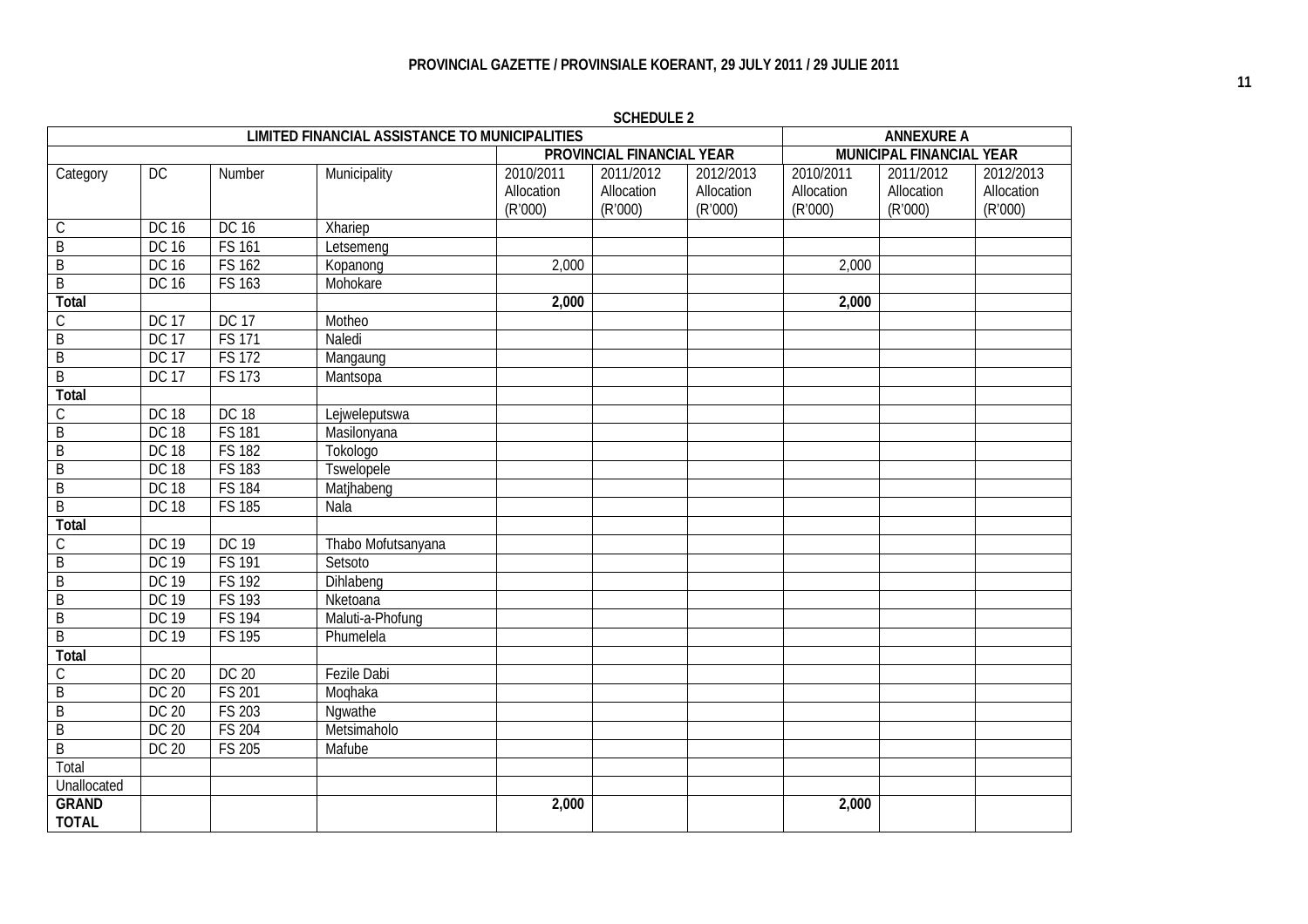**SCHEDULE 2**

| LIMITED FINANCIAL ASSISTANCE TO MUNICIPALITIES | | | | | | | ANNEXURE A | | |
|---|---|---|---|---|---|---|---|---|---|
| | | | | PROVINCIAL FINANCIAL YEAR | | | MUNICIPAL FINANCIAL YEAR | | |
| Category | DC | Number | Municipality | 2010/2011 Allocation (R'000) | 2011/2012 Allocation (R'000) | 2012/2013 Allocation (R'000) | 2010/2011 Allocation (R'000) | 2011/2012 Allocation (R'000) | 2012/2013 Allocation (R'000) |
| C | DC 16 | DC 16 | Xhariep | | | | | | |
| B | DC 16 | FS 161 | Letsemeng | | | | | | |
| B | DC 16 | FS 162 | Kopanong | 2,000 | | | 2,000 | | |
| B | DC 16 | FS 163 | Mohokare | | | | | | |
| **Total** | | | | **2,000** | | | **2,000** | | |
| C | DC 17 | DC 17 | Motheo | | | | | | |
| B | DC 17 | FS 171 | Naledi | | | | | | |
| B | DC 17 | FS 172 | Mangaung | | | | | | |
| B | DC 17 | FS 173 | Mantsopa | | | | | | |
| **Total** | | | | | | | | | |
| C | DC 18 | DC 18 | Lejweleputswa | | | | | | |
| B | DC 18 | FS 181 | Masilonyana | | | | | | |
| B | DC 18 | FS 182 | Tokologo | | | | | | |
| B | DC 18 | FS 183 | Tswelopele | | | | | | |
| B | DC 18 | FS 184 | Matjhabeng | | | | | | |
| B | DC 18 | FS 185 | Nala | | | | | | |
| **Total** | | | | | | | | | |
| C | DC 19 | DC 19 | Thabo Mofutsanyana | | | | | | |
| B | DC 19 | FS 191 | Setsoto | | | | | | |
| B | DC 19 | FS 192 | Dihlabeng | | | | | | |
| B | DC 19 | FS 193 | Nketoana | | | | | | |
| B | DC 19 | FS 194 | Maluti-a-Phofung | | | | | | |
| B | DC 19 | FS 195 | Phumelela | | | | | | |
| **Total** | | | | | | | | | |
| C | DC 20 | DC 20 | Fezile Dabi | | | | | | |
| B | DC 20 | FS 201 | Moqhaka | | | | | | |
| B | DC 20 | FS 203 | Ngwathe | | | | | | |
| B | DC 20 | FS 204 | Metsimaholo | | | | | | |
| B | DC 20 | FS 205 | Mafube | | | | | | |
| Total | | | | | | | | | |
| Unallocated | | | | | | | | | |
| **GRAND TOTAL** | | | | **2,000** | | | **2,000** | | |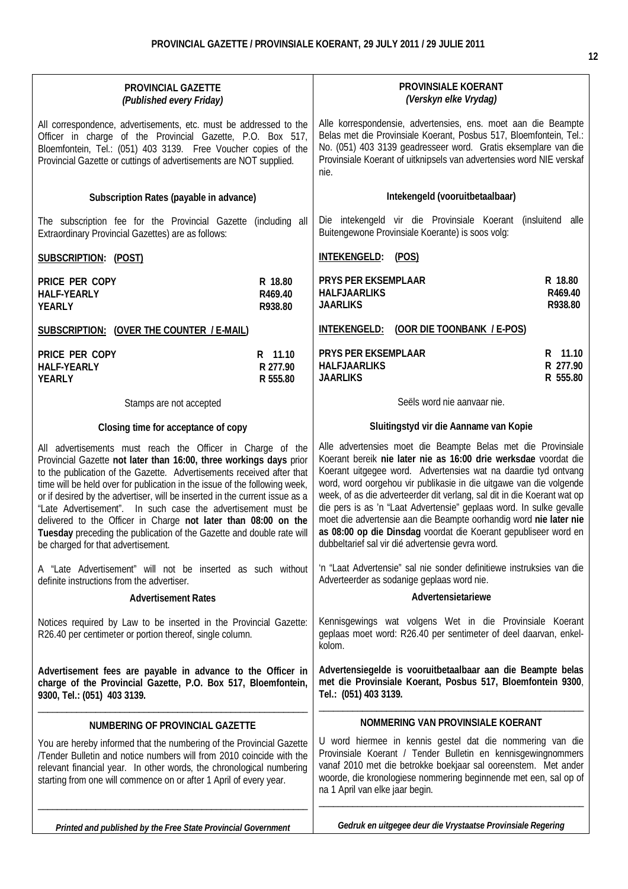## PROVINCIAL GAZETTE
*(Published every Friday)*

All correspondence, advertisements, etc. must be addressed to the Officer in charge of the Provincial Gazette, P.O. Box 517, Bloemfontein, Tel.: (051) 403 3139. Free Voucher copies of the Provincial Gazette or cuttings of advertisements are NOT supplied.

### Subscription Rates (payable in advance)

The subscription fee for the Provincial Gazette (including all Extraordinary Provincial Gazettes) are as follows:

**SUBSCRIPTION: (POST)**

| | |
|---|---|
| **PRICE PER COPY** | **R 18.80** |
| **HALF-YEARLY** | **R469.40** |
| **YEARLY** | **R938.80** |

**SUBSCRIPTION: (OVER THE COUNTER / E-MAIL)**

| | |
|---|---|
| **PRICE PER COPY** | **R 11.10** |
| **HALF-YEARLY** | **R 277.90** |
| **YEARLY** | **R 555.80** |

Stamps are not accepted

### Closing time for acceptance of copy

All advertisements must reach the Officer in Charge of the Provincial Gazette **not later than 16:00, three workings days** prior to the publication of the Gazette. Advertisements received after that time will be held over for publication in the issue of the following week, or if desired by the advertiser, will be inserted in the current issue as a "Late Advertisement". In such case the advertisement must be delivered to the Officer in Charge **not later than 08:00 on the Tuesday** preceding the publication of the Gazette and double rate will be charged for that advertisement.

A "Late Advertisement" will not be inserted as such without definite instructions from the advertiser.

### Advertisement Rates

Notices required by Law to be inserted in the Provincial Gazette: R26.40 per centimeter or portion thereof, single column.

**Advertisement fees are payable in advance to the Officer in charge of the Provincial Gazette, P.O. Box 517, Bloemfontein, 9300, Tel.: (051) 403 3139.**

---

### NUMBERING OF PROVINCIAL GAZETTE

You are hereby informed that the numbering of the Provincial Gazette /Tender Bulletin and notice numbers will from 2010 coincide with the relevant financial year. In other words, the chronological numbering starting from one will commence on or after 1 April of every year.

---

***Printed and published by the Free State Provincial Government***

## PROVINSIALE KOERANT
*(Verskyn elke Vrydag)*

Alle korrespondensie, advertensies, ens. moet aan die Beampte Belas met die Provinsiale Koerant, Posbus 517, Bloemfontein, Tel.: No. (051) 403 3139 geadresseer word. Gratis eksemplare van die Provinsiale Koerant of uitknipsels van advertensies word NIE verskaf nie.

### Intekengeld (vooruitbetaalbaar)

Die intekengeld vir die Provinsiale Koerant (insluitend alle Buitengewone Provinsiale Koerante) is soos volg:

**INTEKENGELD: (POS)**

| | |
|---|---|
| **PRYS PER EKSEMPLAAR** | **R 18.80** |
| **HALFJAARLIKS** | **R469.40** |
| **JAARLIKS** | **R938.80** |

**INTEKENGELD: (OOR DIE TOONBANK / E-POS)**

| | |
|---|---|
| **PRYS PER EKSEMPLAAR** | **R 11.10** |
| **HALFJAARLIKS** | **R 277.90** |
| **JAARLIKS** | **R 555.80** |

Seëls word nie aanvaar nie.

### Sluitingstyd vir die Aanname van Kopie

Alle advertensies moet die Beampte Belas met die Provinsiale Koerant bereik **nie later nie as 16:00 drie werksdae** voordat die Koerant uitgegee word. Advertensies wat na daardie tyd ontvang word, word oorgehou vir publikasie in die uitgawe van die volgende week, of as die adverteerder dit verlang, sal dit in die Koerant wat op die pers is as 'n "Laat Advertensie" geplaas word. In sulke gevalle moet die advertensie aan die Beampte oorhandig word **nie later nie as 08:00 op die Dinsdag** voordat die Koerant gepubliseer word en dubbeltarief sal vir dié advertensie gevra word.

'n "Laat Advertensie" sal nie sonder definitiewe instruksies van die Adverteerder as sodanige geplaas word nie.

### Advertensietariewe

Kennisgewings wat volgens Wet in die Provinsiale Koerant geplaas moet word: R26.40 per sentimeter of deel daarvan, enkel-kolom.

**Advertensiegelde is vooruitbetaalbaar aan die Beampte belas met die Provinsiale Koerant, Posbus 517, Bloemfontein 9300, Tel.: (051) 403 3139.**

---

### NOMMERING VAN PROVINSIALE KOERANT

U word hiermee in kennis gestel dat die nommering van die Provinsiale Koerant / Tender Bulletin en kennisgewingnommers vanaf 2010 met die betrokke boekjaar sal ooreenstem. Met ander woorde, die kronologiese nommering beginnende met een, sal op of na 1 April van elke jaar begin.

---

***Gedruk en uitgegee deur die Vrystaatse Provinsiale Regering***